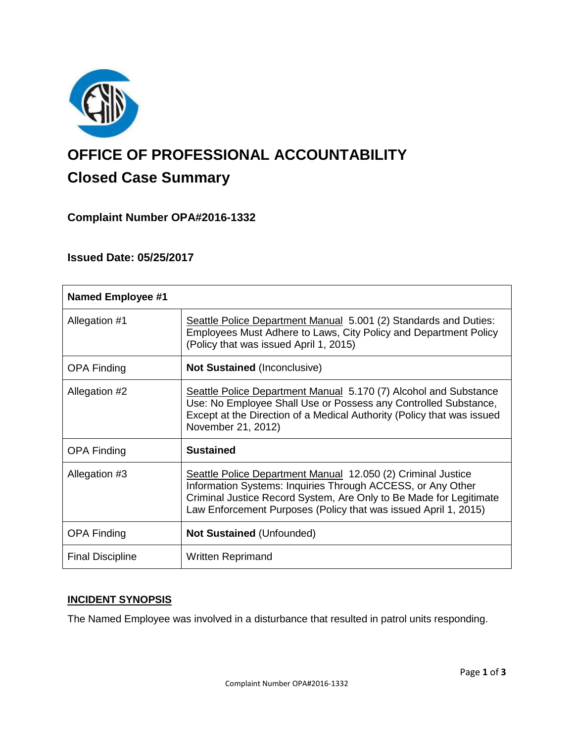# OFFICE OF PROFESSIONAL ACCOUNTABILITY

## Closed Case Summary

### Complaint Number OPA#2016-1332

### Issued Date: 05/25/2017

| **Named Employee #1** | |
|---|---|
| Allegation #1 | Seattle Police Department Manual 5.001 (2) Standards and Duties: Employees Must Adhere to Laws, City Policy and Department Policy (Policy that was issued April 1, 2015) |
| OPA Finding | **Not Sustained** (Inconclusive) |
| Allegation #2 | Seattle Police Department Manual 5.170 (7) Alcohol and Substance Use: No Employee Shall Use or Possess any Controlled Substance, Except at the Direction of a Medical Authority (Policy that was issued November 21, 2012) |
| OPA Finding | **Sustained** |
| Allegation #3 | Seattle Police Department Manual 12.050 (2) Criminal Justice Information Systems: Inquiries Through ACCESS, or Any Other Criminal Justice Record System, Are Only to Be Made for Legitimate Law Enforcement Purposes (Policy that was issued April 1, 2015) |
| OPA Finding | **Not Sustained** (Unfounded) |
| Final Discipline | Written Reprimand |

**INCIDENT SYNOPSIS**

The Named Employee was involved in a disturbance that resulted in patrol units responding.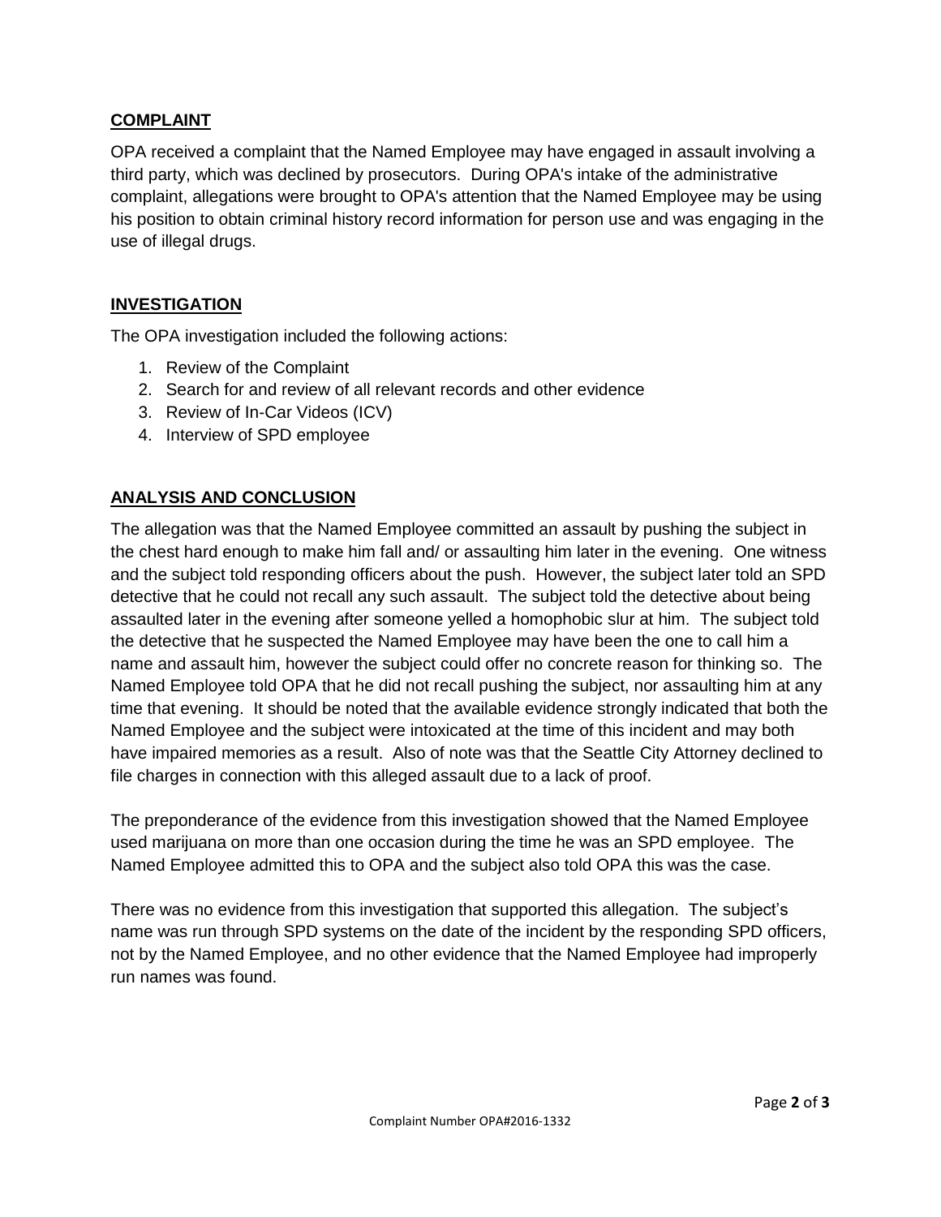## COMPLAINT

OPA received a complaint that the Named Employee may have engaged in assault involving a third party, which was declined by prosecutors. During OPA's intake of the administrative complaint, allegations were brought to OPA's attention that the Named Employee may be using his position to obtain criminal history record information for person use and was engaging in the use of illegal drugs.

## INVESTIGATION

The OPA investigation included the following actions:

1. Review of the Complaint
2. Search for and review of all relevant records and other evidence
3. Review of In-Car Videos (ICV)
4. Interview of SPD employee

## ANALYSIS AND CONCLUSION

The allegation was that the Named Employee committed an assault by pushing the subject in the chest hard enough to make him fall and/ or assaulting him later in the evening. One witness and the subject told responding officers about the push. However, the subject later told an SPD detective that he could not recall any such assault. The subject told the detective about being assaulted later in the evening after someone yelled a homophobic slur at him. The subject told the detective that he suspected the Named Employee may have been the one to call him a name and assault him, however the subject could offer no concrete reason for thinking so. The Named Employee told OPA that he did not recall pushing the subject, nor assaulting him at any time that evening. It should be noted that the available evidence strongly indicated that both the Named Employee and the subject were intoxicated at the time of this incident and may both have impaired memories as a result. Also of note was that the Seattle City Attorney declined to file charges in connection with this alleged assault due to a lack of proof.

The preponderance of the evidence from this investigation showed that the Named Employee used marijuana on more than one occasion during the time he was an SPD employee. The Named Employee admitted this to OPA and the subject also told OPA this was the case.

There was no evidence from this investigation that supported this allegation. The subject's name was run through SPD systems on the date of the incident by the responding SPD officers, not by the Named Employee, and no other evidence that the Named Employee had improperly run names was found.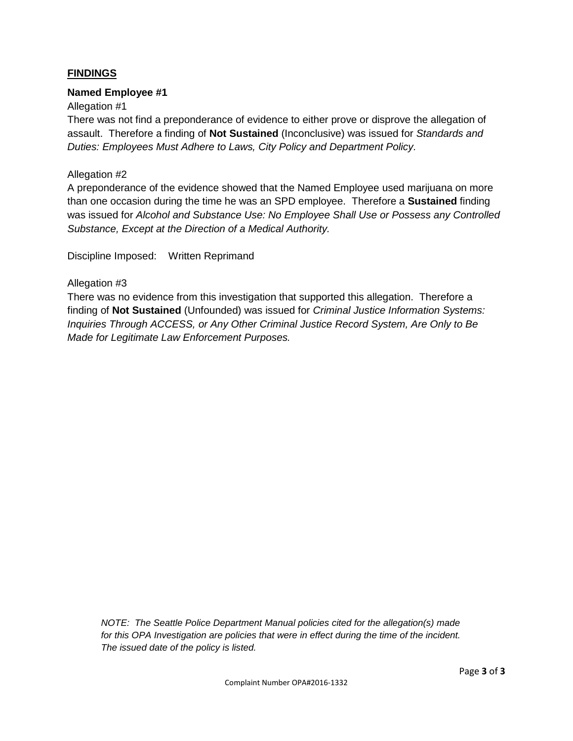## FINDINGS

### Named Employee #1

Allegation #1

There was not find a preponderance of evidence to either prove or disprove the allegation of assault. Therefore a finding of **Not Sustained** (Inconclusive) was issued for *Standards and Duties: Employees Must Adhere to Laws, City Policy and Department Policy*.

Allegation #2

A preponderance of the evidence showed that the Named Employee used marijuana on more than one occasion during the time he was an SPD employee. Therefore a **Sustained** finding was issued for *Alcohol and Substance Use: No Employee Shall Use or Possess any Controlled Substance, Except at the Direction of a Medical Authority.*

Discipline Imposed: Written Reprimand

Allegation #3

There was no evidence from this investigation that supported this allegation. Therefore a finding of **Not Sustained** (Unfounded) was issued for *Criminal Justice Information Systems: Inquiries Through ACCESS, or Any Other Criminal Justice Record System, Are Only to Be Made for Legitimate Law Enforcement Purposes.*

*NOTE: The Seattle Police Department Manual policies cited for the allegation(s) made for this OPA Investigation are policies that were in effect during the time of the incident. The issued date of the policy is listed.*

Complaint Number OPA#2016-1332